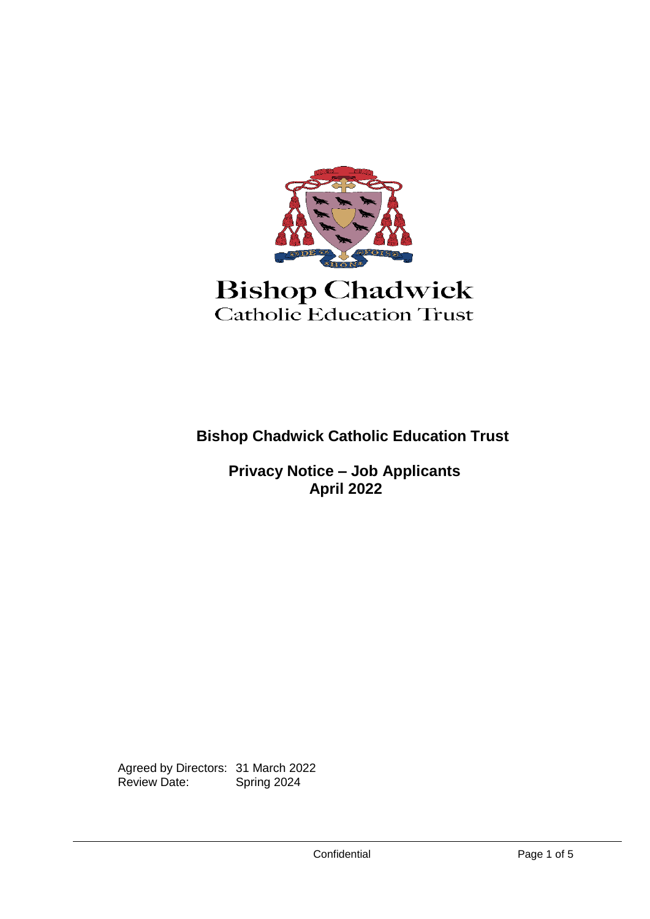Bishop Chadwick
Catholic Education Trust

# Bishop Chadwick Catholic Education Trust

## Privacy Notice – Job Applicants
## April 2022

Agreed by Directors: 31 March 2022
Review Date: Spring 2024

Confidential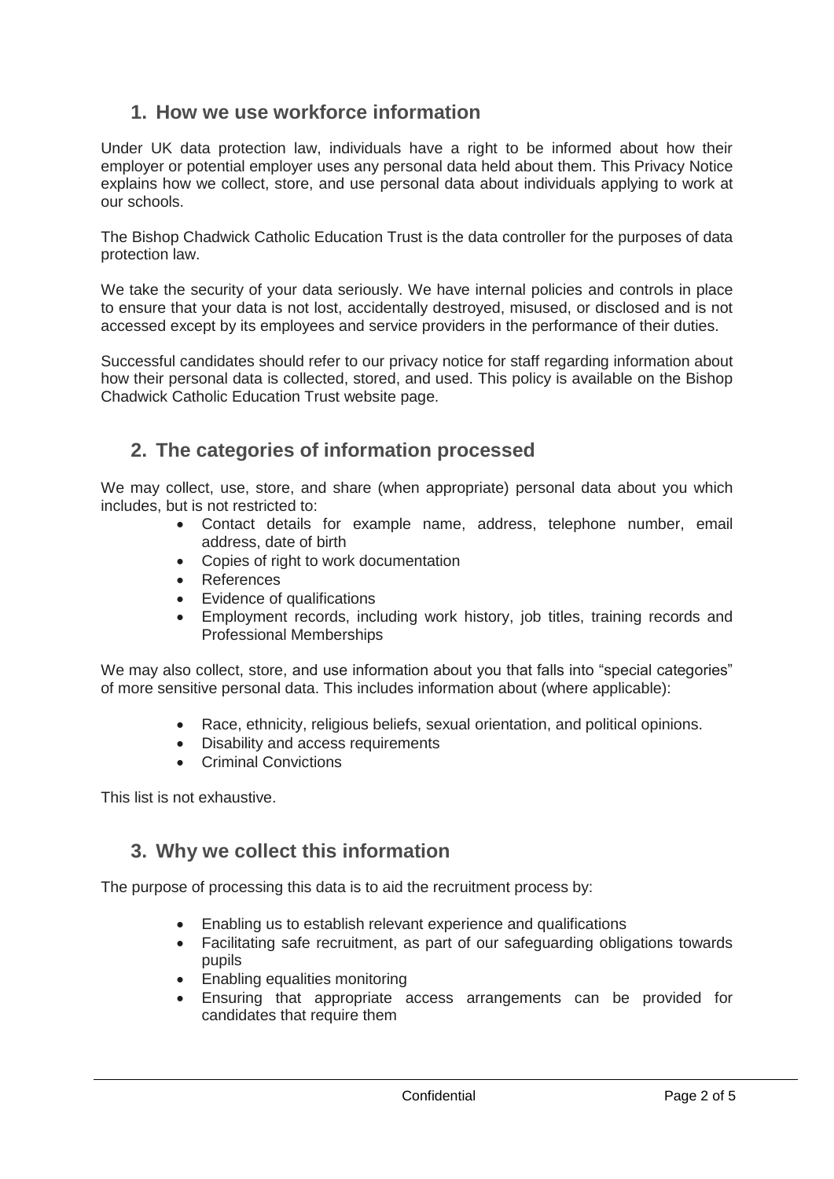## 1. How we use workforce information

Under UK data protection law, individuals have a right to be informed about how their employer or potential employer uses any personal data held about them. This Privacy Notice explains how we collect, store, and use personal data about individuals applying to work at our schools.

The Bishop Chadwick Catholic Education Trust is the data controller for the purposes of data protection law.

We take the security of your data seriously. We have internal policies and controls in place to ensure that your data is not lost, accidentally destroyed, misused, or disclosed and is not accessed except by its employees and service providers in the performance of their duties.

Successful candidates should refer to our privacy notice for staff regarding information about how their personal data is collected, stored, and used. This policy is available on the Bishop Chadwick Catholic Education Trust website page.

## 2. The categories of information processed

We may collect, use, store, and share (when appropriate) personal data about you which includes, but is not restricted to:

- Contact details for example name, address, telephone number, email address, date of birth
- Copies of right to work documentation
- References
- Evidence of qualifications
- Employment records, including work history, job titles, training records and Professional Memberships

We may also collect, store, and use information about you that falls into "special categories" of more sensitive personal data. This includes information about (where applicable):

- Race, ethnicity, religious beliefs, sexual orientation, and political opinions.
- Disability and access requirements
- Criminal Convictions

This list is not exhaustive.

## 3. Why we collect this information

The purpose of processing this data is to aid the recruitment process by:

- Enabling us to establish relevant experience and qualifications
- Facilitating safe recruitment, as part of our safeguarding obligations towards pupils
- Enabling equalities monitoring
- Ensuring that appropriate access arrangements can be provided for candidates that require them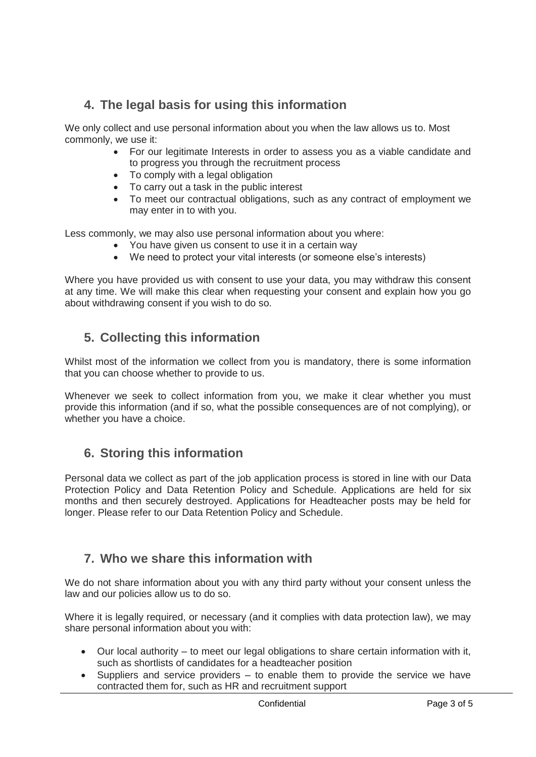## 4. The legal basis for using this information

We only collect and use personal information about you when the law allows us to. Most commonly, we use it:

- For our legitimate Interests in order to assess you as a viable candidate and to progress you through the recruitment process
- To comply with a legal obligation
- To carry out a task in the public interest
- To meet our contractual obligations, such as any contract of employment we may enter in to with you.

Less commonly, we may also use personal information about you where:

- You have given us consent to use it in a certain way
- We need to protect your vital interests (or someone else's interests)

Where you have provided us with consent to use your data, you may withdraw this consent at any time. We will make this clear when requesting your consent and explain how you go about withdrawing consent if you wish to do so.

## 5. Collecting this information

Whilst most of the information we collect from you is mandatory, there is some information that you can choose whether to provide to us.

Whenever we seek to collect information from you, we make it clear whether you must provide this information (and if so, what the possible consequences are of not complying), or whether you have a choice.

## 6. Storing this information

Personal data we collect as part of the job application process is stored in line with our Data Protection Policy and Data Retention Policy and Schedule. Applications are held for six months and then securely destroyed. Applications for Headteacher posts may be held for longer. Please refer to our Data Retention Policy and Schedule.

## 7. Who we share this information with

We do not share information about you with any third party without your consent unless the law and our policies allow us to do so.

Where it is legally required, or necessary (and it complies with data protection law), we may share personal information about you with:

- Our local authority – to meet our legal obligations to share certain information with it, such as shortlists of candidates for a headteacher position
- Suppliers and service providers – to enable them to provide the service we have contracted them for, such as HR and recruitment support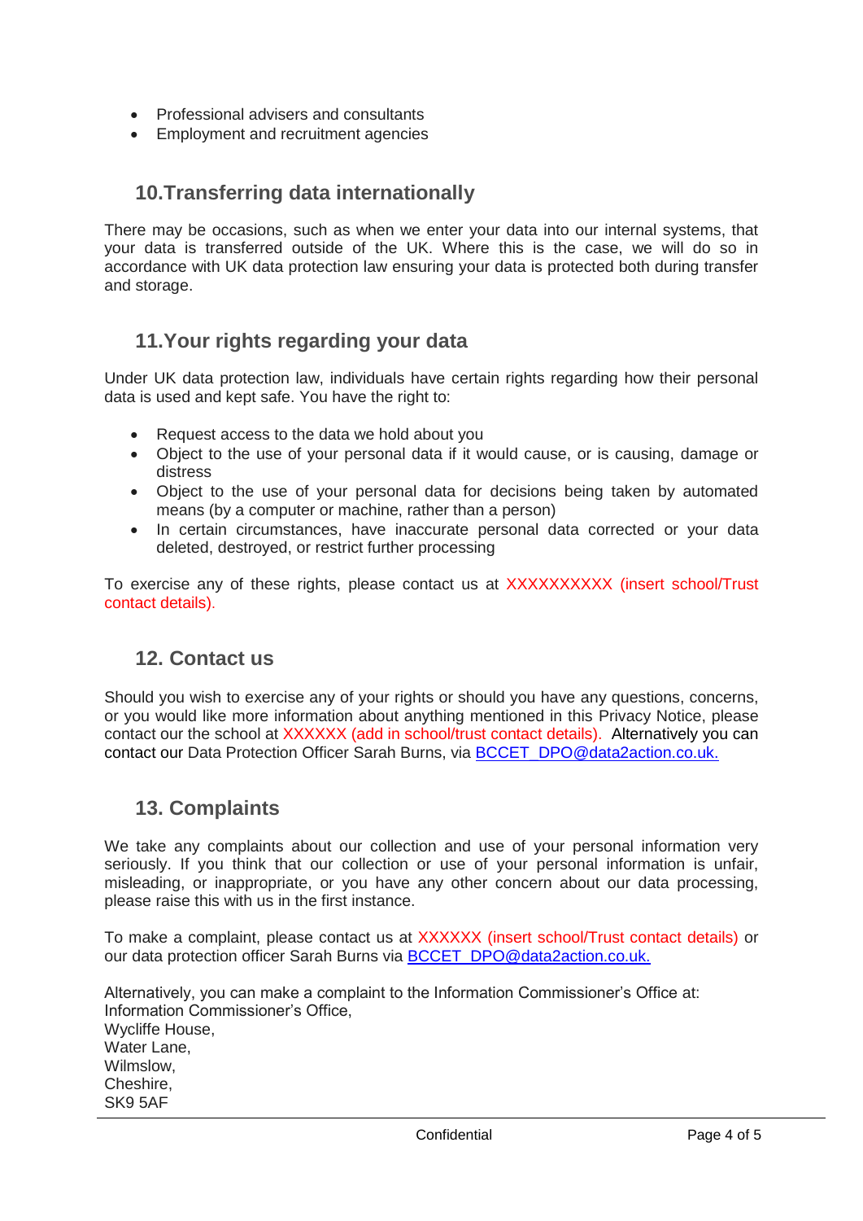- Professional advisers and consultants
- Employment and recruitment agencies

## 10.Transferring data internationally

There may be occasions, such as when we enter your data into our internal systems, that your data is transferred outside of the UK. Where this is the case, we will do so in accordance with UK data protection law ensuring your data is protected both during transfer and storage.

## 11.Your rights regarding your data

Under UK data protection law, individuals have certain rights regarding how their personal data is used and kept safe. You have the right to:

- Request access to the data we hold about you
- Object to the use of your personal data if it would cause, or is causing, damage or distress
- Object to the use of your personal data for decisions being taken by automated means (by a computer or machine, rather than a person)
- In certain circumstances, have inaccurate personal data corrected or your data deleted, destroyed, or restrict further processing

To exercise any of these rights, please contact us at XXXXXXXXXX (insert school/Trust contact details).

## 12. Contact us

Should you wish to exercise any of your rights or should you have any questions, concerns, or you would like more information about anything mentioned in this Privacy Notice, please contact our the school at XXXXXX (add in school/trust contact details). Alternatively you can contact our Data Protection Officer Sarah Burns, via BCCET_DPO@data2action.co.uk.

## 13. Complaints

We take any complaints about our collection and use of your personal information very seriously. If you think that our collection or use of your personal information is unfair, misleading, or inappropriate, or you have any other concern about our data processing, please raise this with us in the first instance.

To make a complaint, please contact us at XXXXXX (insert school/Trust contact details) or our data protection officer Sarah Burns via BCCET_DPO@data2action.co.uk.

Alternatively, you can make a complaint to the Information Commissioner's Office at:
Information Commissioner's Office,
Wycliffe House,
Water Lane,
Wilmslow,
Cheshire,
SK9 5AF

Confidential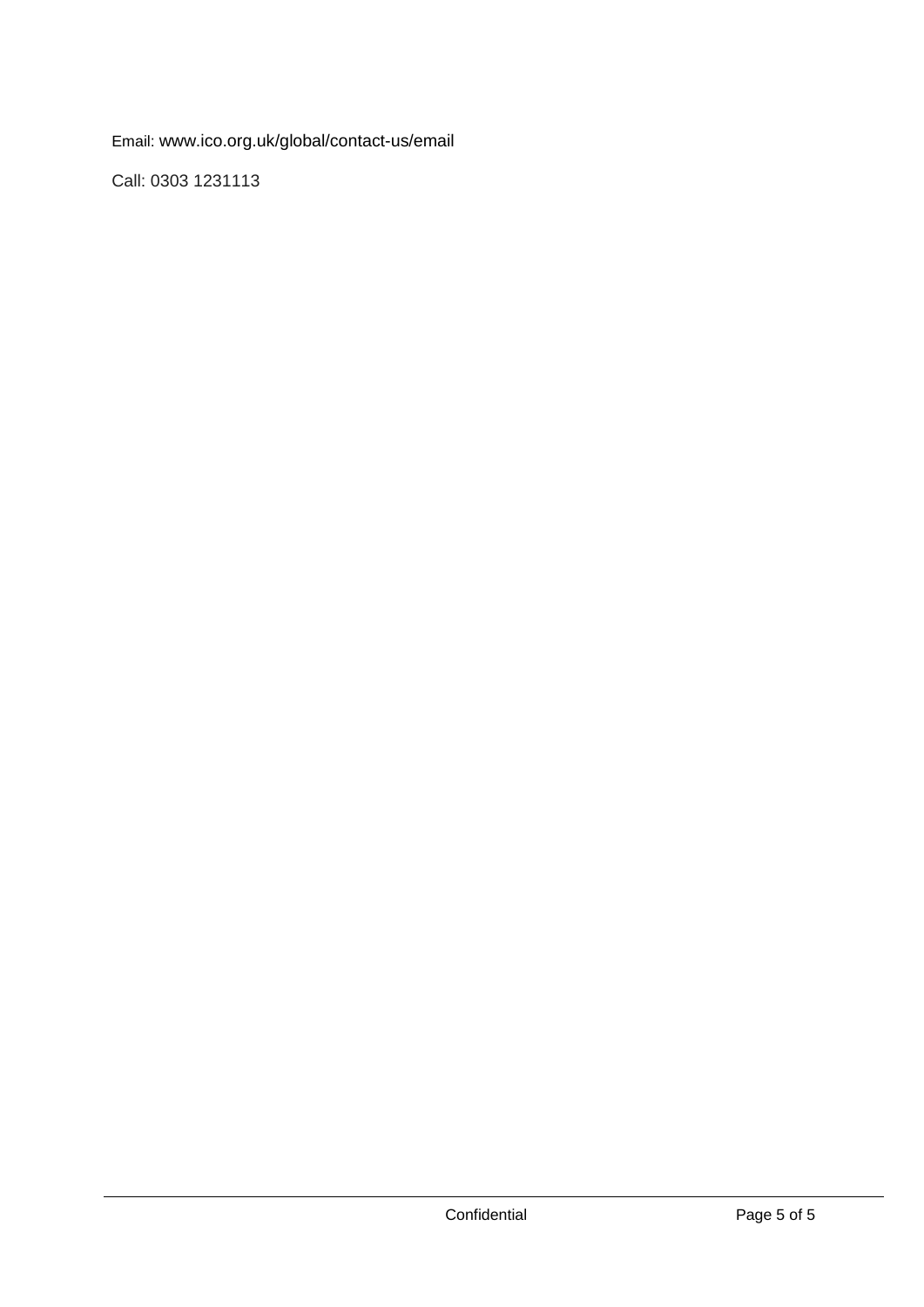Email: www.ico.org.uk/global/contact-us/email

Call: 0303 1231113